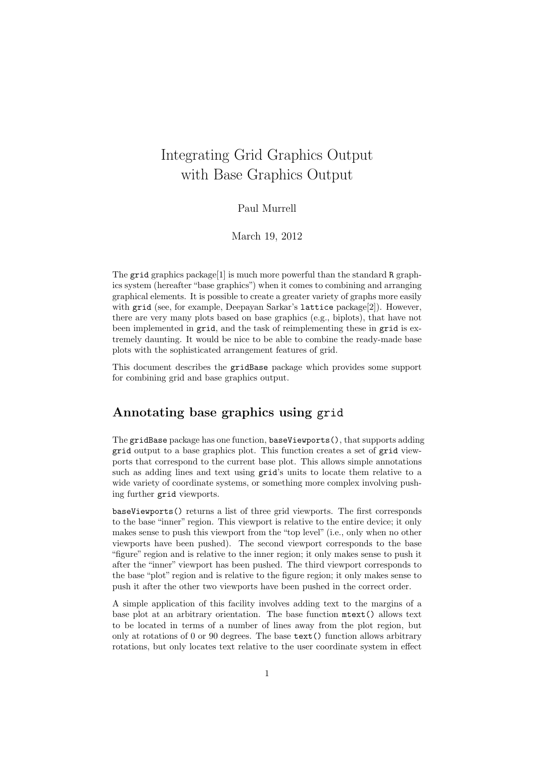# Integrating Grid Graphics Output with Base Graphics Output

Paul Murrell

March 19, 2012

The `grid` graphics package[1] is much more powerful than the standard `R` graphics system (hereafter "base graphics") when it comes to combining and arranging graphical elements. It is possible to create a greater variety of graphs more easily with `grid` (see, for example, Deepayan Sarkar's `lattice` package[2]). However, there are very many plots based on base graphics (e.g., biplots), that have not been implemented in `grid`, and the task of reimplementing these in `grid` is extremely daunting. It would be nice to be able to combine the ready-made base plots with the sophisticated arrangement features of grid.

This document describes the `gridBase` package which provides some support for combining grid and base graphics output.

## Annotating base graphics using `grid`

The `gridBase` package has one function, `baseViewports()`, that supports adding `grid` output to a base graphics plot. This function creates a set of `grid` viewports that correspond to the current base plot. This allows simple annotations such as adding lines and text using `grid`'s units to locate them relative to a wide variety of coordinate systems, or something more complex involving pushing further `grid` viewports.

`baseViewports()` returns a list of three grid viewports. The first corresponds to the base "inner" region. This viewport is relative to the entire device; it only makes sense to push this viewport from the "top level" (i.e., only when no other viewports have been pushed). The second viewport corresponds to the base "figure" region and is relative to the inner region; it only makes sense to push it after the "inner" viewport has been pushed. The third viewport corresponds to the base "plot" region and is relative to the figure region; it only makes sense to push it after the other two viewports have been pushed in the correct order.

A simple application of this facility involves adding text to the margins of a base plot at an arbitrary orientation. The base function `mtext()` allows text to be located in terms of a number of lines away from the plot region, but only at rotations of 0 or 90 degrees. The base `text()` function allows arbitrary rotations, but only locates text relative to the user coordinate system in effect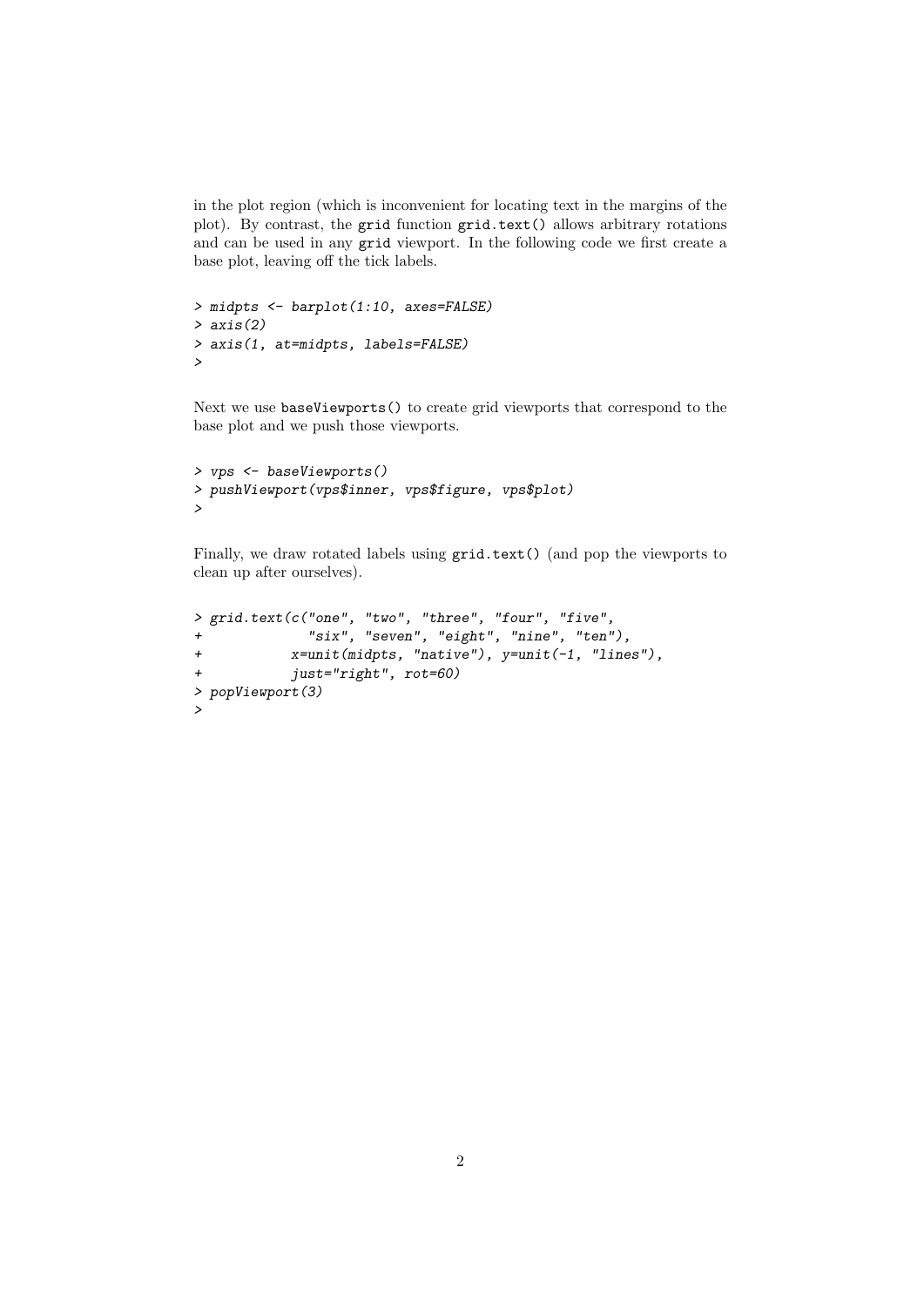in the plot region (which is inconvenient for locating text in the margins of the plot). By contrast, the grid function `grid.text()` allows arbitrary rotations and can be used in any grid viewport. In the following code we first create a base plot, leaving off the tick labels.

```
> midpts <- barplot(1:10, axes=FALSE)
> axis(2)
> axis(1, at=midpts, labels=FALSE)
>
```

Next we use `baseViewports()` to create grid viewports that correspond to the base plot and we push those viewports.

```
> vps <- baseViewports()
> pushViewport(vps$inner, vps$figure, vps$plot)
>
```

Finally, we draw rotated labels using `grid.text()` (and pop the viewports to clean up after ourselves).

```
> grid.text(c("one", "two", "three", "four", "five",
+             "six", "seven", "eight", "nine", "ten"),
+           x=unit(midpts, "native"), y=unit(-1, "lines"),
+           just="right", rot=60)
> popViewport(3)
>
```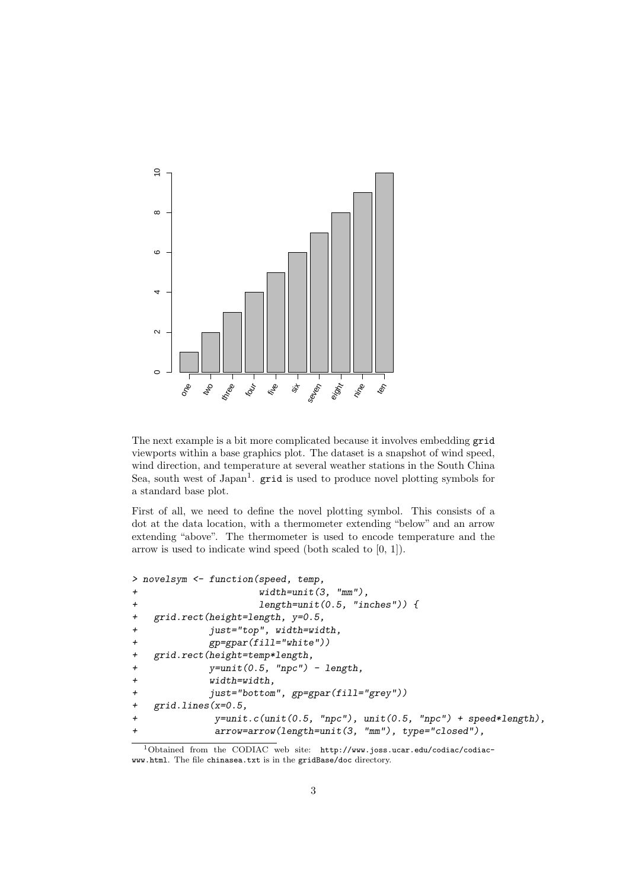The next example is a bit more complicated because it involves embedding grid viewports within a base graphics plot. The dataset is a snapshot of wind speed, wind direction, and temperature at several weather stations in the South China Sea, south west of Japan[1]. grid is used to produce novel plotting symbols for a standard base plot.

First of all, we need to define the novel plotting symbol. This consists of a dot at the data location, with a thermometer extending "below" and an arrow extending "above". The thermometer is used to encode temperature and the arrow is used to indicate wind speed (both scaled to [0, 1]).

```
> novelsym <- function(speed, temp,
+                      width=unit(3, "mm"),
+                      length=unit(0.5, "inches")) {
+   grid.rect(height=length, y=0.5,
+             just="top", width=width,
+             gp=gpar(fill="white"))
+   grid.rect(height=temp*length,
+             y=unit(0.5, "npc") - length,
+             width=width,
+             just="bottom", gp=gpar(fill="grey"))
+   grid.lines(x=0.5,
+              y=unit.c(unit(0.5, "npc"), unit(0.5, "npc") + speed*length),
+              arrow=arrow(length=unit(3, "mm"), type="closed"),
```

[1] Obtained from the CODIAC web site: http://www.joss.ucar.edu/codiac/codiac-www.html. The file chinasea.txt is in the gridBase/doc directory.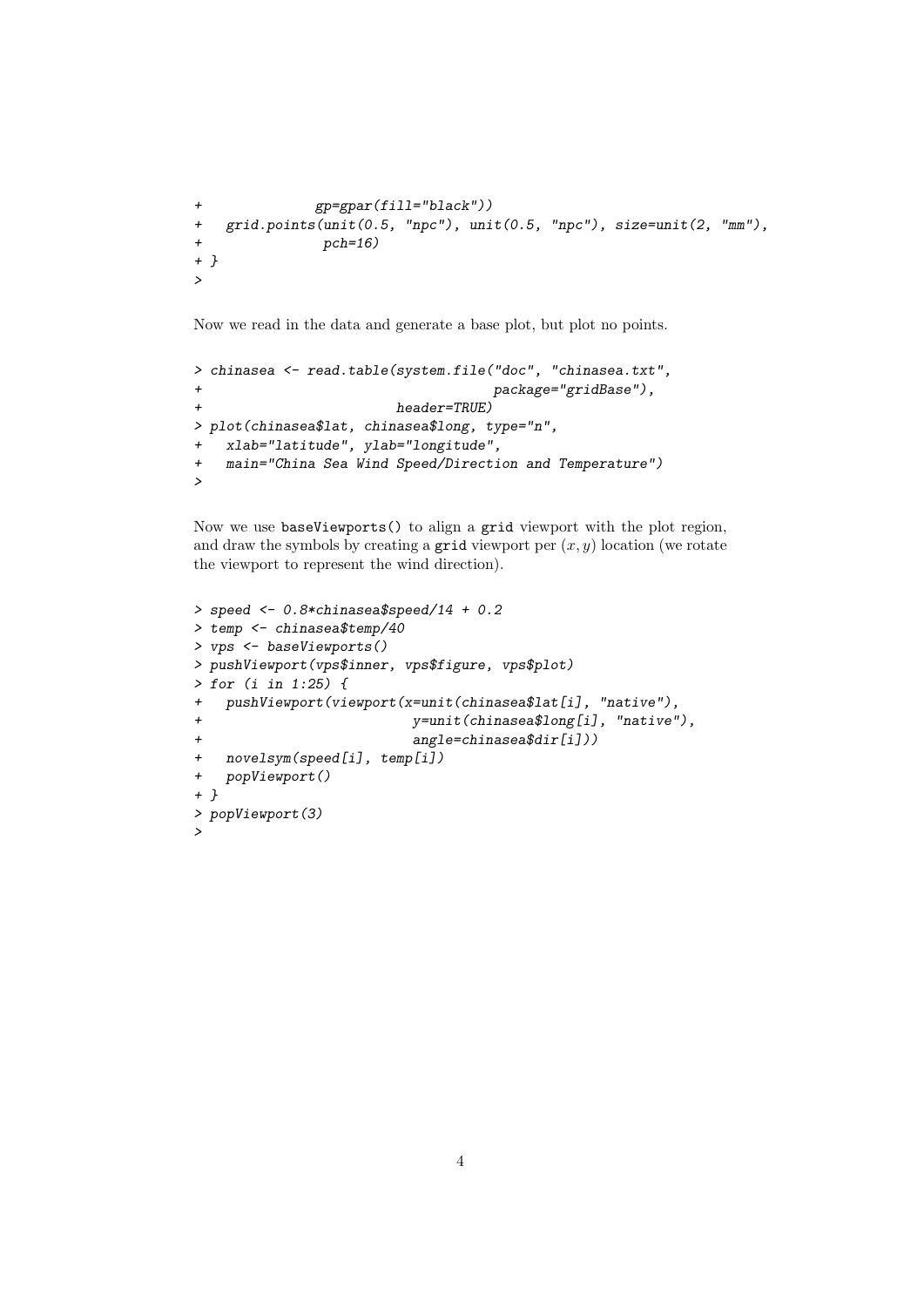```
+             gp=gpar(fill="black"))
+   grid.points(unit(0.5, "npc"), unit(0.5, "npc"), size=unit(2, "mm"),
+               pch=16)
+ }
>
```

Now we read in the data and generate a base plot, but plot no points.

```
> chinasea <- read.table(system.file("doc", "chinasea.txt",
+                                    package="gridBase"),
+                        header=TRUE)
> plot(chinasea$lat, chinasea$long, type="n",
+   xlab="latitude", ylab="longitude",
+   main="China Sea Wind Speed/Direction and Temperature")
>
```

Now we use `baseViewports()` to align a `grid` viewport with the plot region, and draw the symbols by creating a `grid` viewport per $(x, y)$ location (we rotate the viewport to represent the wind direction).

```
> speed <- 0.8*chinasea$speed/14 + 0.2
> temp <- chinasea$temp/40
> vps <- baseViewports()
> pushViewport(vps$inner, vps$figure, vps$plot)
> for (i in 1:25) {
+   pushViewport(viewport(x=unit(chinasea$lat[i], "native"),
+                         y=unit(chinasea$long[i], "native"),
+                         angle=chinasea$dir[i]))
+   novelsym(speed[i], temp[i])
+   popViewport()
+ }
> popViewport(3)
>
```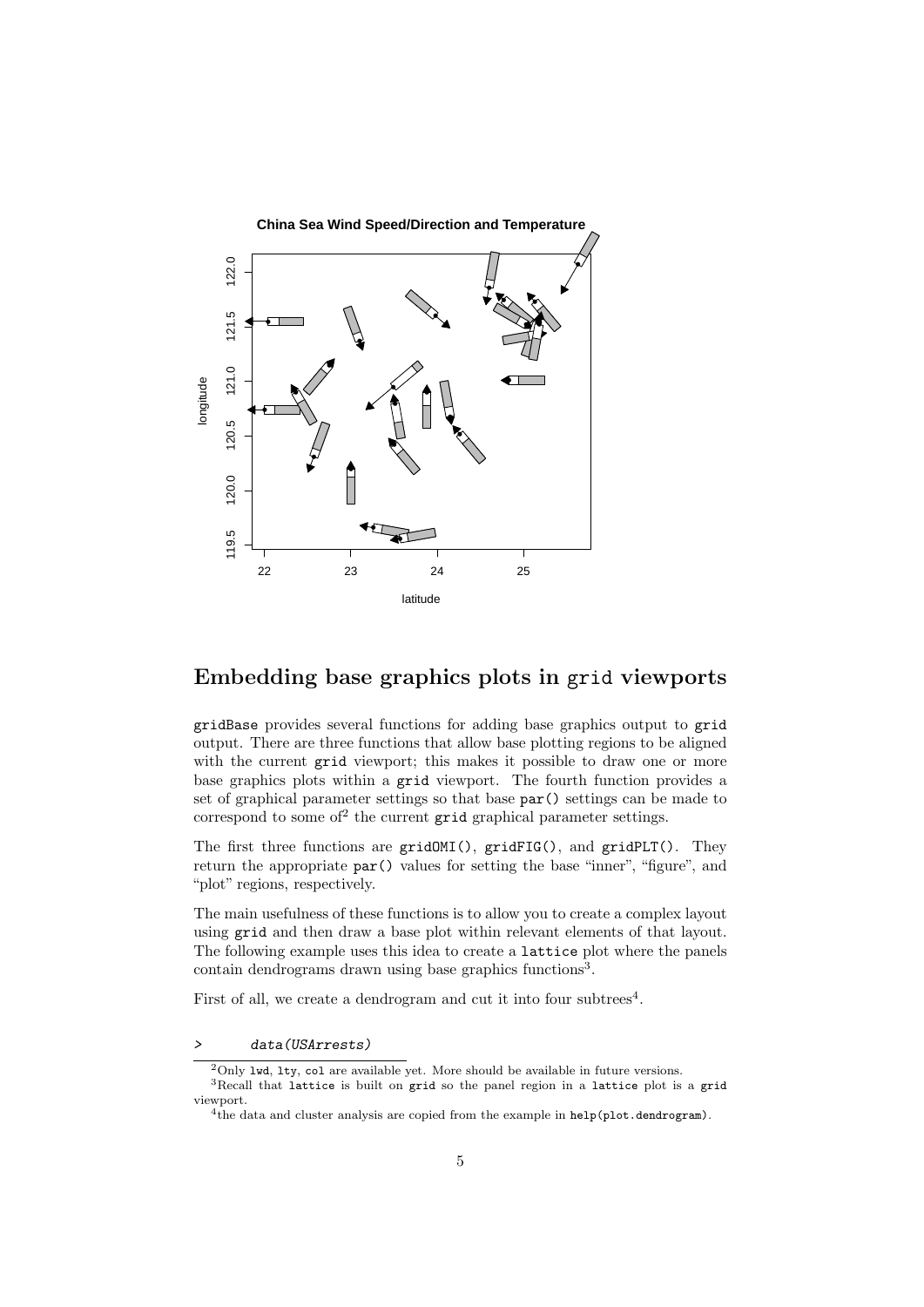## Embedding base graphics plots in grid viewports

gridBase provides several functions for adding base graphics output to grid output. There are three functions that allow base plotting regions to be aligned with the current grid viewport; this makes it possible to draw one or more base graphics plots within a grid viewport. The fourth function provides a set of graphical parameter settings so that base par() settings can be made to correspond to some of[2] the current grid graphical parameter settings.

The first three functions are gridOMI(), gridFIG(), and gridPLT(). They return the appropriate par() values for setting the base "inner", "figure", and "plot" regions, respectively.

The main usefulness of these functions is to allow you to create a complex layout using grid and then draw a base plot within relevant elements of that layout. The following example uses this idea to create a lattice plot where the panels contain dendrograms drawn using base graphics functions[3].

First of all, we create a dendrogram and cut it into four subtrees[4].

```
>         data(USArrests)
```

[2] Only lwd, lty, col are available yet. More should be available in future versions.

[3] Recall that lattice is built on grid so the panel region in a lattice plot is a grid viewport.

[4] the data and cluster analysis are copied from the example in help(plot.dendrogram).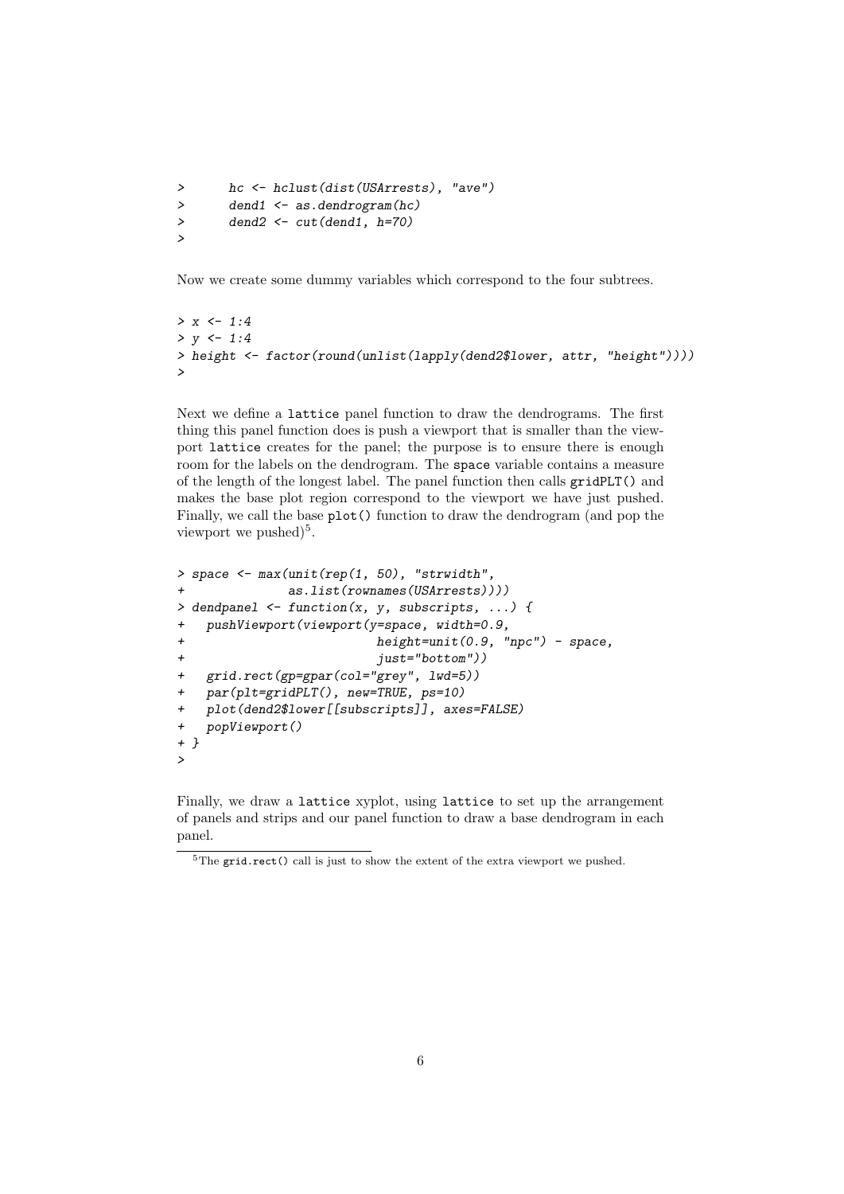```
>      hc <- hclust(dist(USArrests), "ave")
>      dend1 <- as.dendrogram(hc)
>      dend2 <- cut(dend1, h=70)
>
```

Now we create some dummy variables which correspond to the four subtrees.

```
> x <- 1:4
> y <- 1:4
> height <- factor(round(unlist(lapply(dend2$lower, attr, "height"))))
>
```

Next we define a lattice panel function to draw the dendrograms. The first thing this panel function does is push a viewport that is smaller than the viewport lattice creates for the panel; the purpose is to ensure there is enough room for the labels on the dendrogram. The space variable contains a measure of the length of the longest label. The panel function then calls gridPLT() and makes the base plot region correspond to the viewport we have just pushed. Finally, we call the base plot() function to draw the dendrogram (and pop the viewport we pushed)[5].

```
> space <- max(unit(rep(1, 50), "strwidth",
+              as.list(rownames(USArrests))))
> dendpanel <- function(x, y, subscripts, ...) {
+   pushViewport(viewport(y=space, width=0.9,
+                         height=unit(0.9, "npc") - space,
+                         just="bottom"))
+   grid.rect(gp=gpar(col="grey", lwd=5))
+   par(plt=gridPLT(), new=TRUE, ps=10)
+   plot(dend2$lower[[subscripts]], axes=FALSE)
+   popViewport()
+ }
>
```

Finally, we draw a lattice xyplot, using lattice to set up the arrangement of panels and strips and our panel function to draw a base dendrogram in each panel.

[5] The grid.rect() call is just to show the extent of the extra viewport we pushed.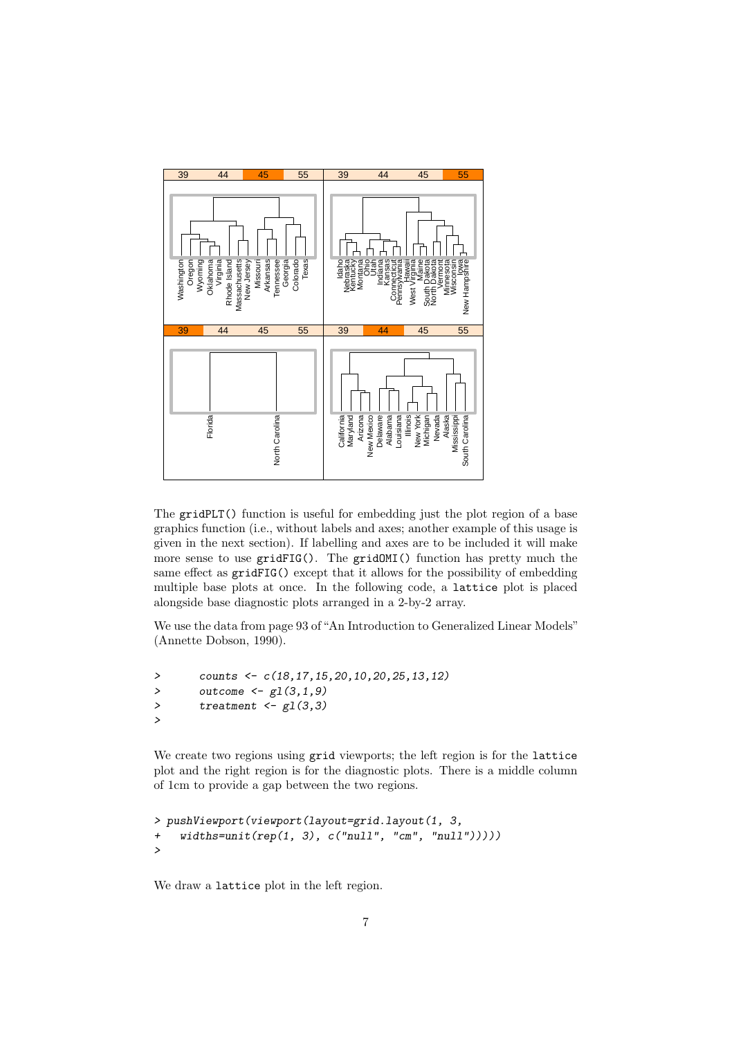The `gridPLT()` function is useful for embedding just the plot region of a base graphics function (i.e., without labels and axes; another example of this usage is given in the next section). If labelling and axes are to be included it will make more sense to use `gridFIG()`. The `gridOMI()` function has pretty much the same effect as `gridFIG()` except that it allows for the possibility of embedding multiple base plots at once. In the following code, a `lattice` plot is placed alongside base diagnostic plots arranged in a 2-by-2 array.

We use the data from page 93 of "An Introduction to Generalized Linear Models" (Annette Dobson, 1990).

```
>       counts <- c(18,17,15,20,10,20,25,13,12)
>       outcome <- gl(3,1,9)
>       treatment <- gl(3,3)
>
```

We create two regions using `grid` viewports; the left region is for the `lattice` plot and the right region is for the diagnostic plots. There is a middle column of 1cm to provide a gap between the two regions.

```
> pushViewport(viewport(layout=grid.layout(1, 3,
+   widths=unit(rep(1, 3), c("null", "cm", "null")))))
>
```

We draw a `lattice` plot in the left region.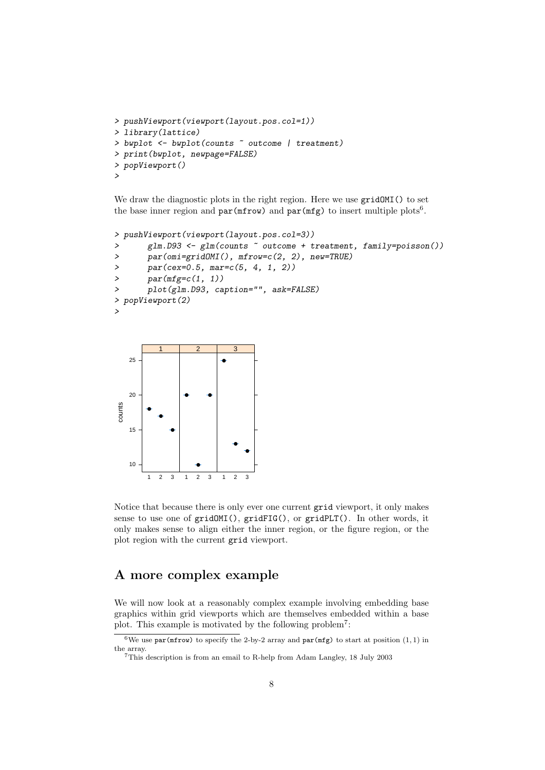```
> pushViewport(viewport(layout.pos.col=1))
> library(lattice)
> bwplot <- bwplot(counts ~ outcome | treatment)
> print(bwplot, newpage=FALSE)
> popViewport()
>
```

We draw the diagnostic plots in the right region. Here we use `gridOMI()` to set the base inner region and `par(mfrow)` and `par(mfg)` to insert multiple plots[6].

```
> pushViewport(viewport(layout.pos.col=3))
>      glm.D93 <- glm(counts ~ outcome + treatment, family=poisson())
>      par(omi=gridOMI(), mfrow=c(2, 2), new=TRUE)
>      par(cex=0.5, mar=c(5, 4, 1, 2))
>      par(mfg=c(1, 1))
>      plot(glm.D93, caption="", ask=FALSE)
> popViewport(2)
>
```

Notice that because there is only ever one current `grid` viewport, it only makes sense to use one of `gridOMI()`, `gridFIG()`, or `gridPLT()`. In other words, it only makes sense to align either the inner region, or the figure region, or the plot region with the current `grid` viewport.

## A more complex example

We will now look at a reasonably complex example involving embedding base graphics within grid viewports which are themselves embedded within a base plot. This example is motivated by the following problem[7]:

[6] We use `par(mfrow)` to specify the 2-by-2 array and `par(mfg)` to start at position $(1, 1)$ in the array.

[7] This description is from an email to R-help from Adam Langley, 18 July 2003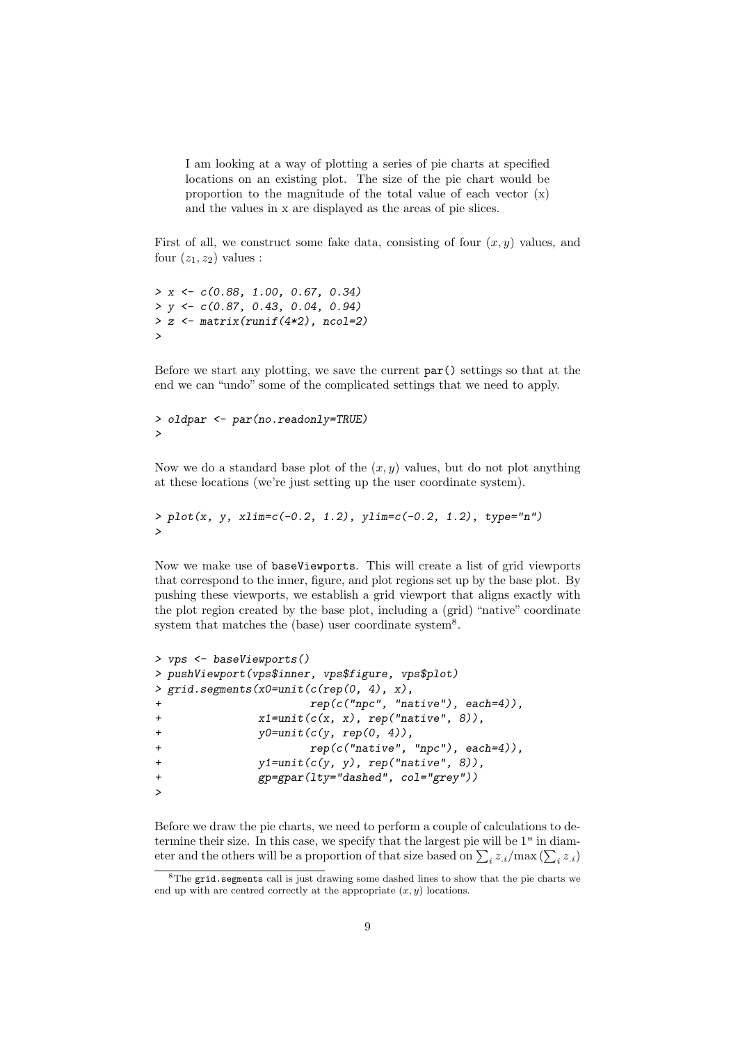> I am looking at a way of plotting a series of pie charts at specified locations on an existing plot. The size of the pie chart would be proportion to the magnitude of the total value of each vector (x) and the values in x are displayed as the areas of pie slices.

First of all, we construct some fake data, consisting of four $(x, y)$ values, and four $(z_1, z_2)$ values :

```
> x <- c(0.88, 1.00, 0.67, 0.34)
> y <- c(0.87, 0.43, 0.04, 0.94)
> z <- matrix(runif(4*2), ncol=2)
>
```

Before we start any plotting, we save the current `par()` settings so that at the end we can "undo" some of the complicated settings that we need to apply.

```
> oldpar <- par(no.readonly=TRUE)
>
```

Now we do a standard base plot of the $(x, y)$ values, but do not plot anything at these locations (we're just setting up the user coordinate system).

```
> plot(x, y, xlim=c(-0.2, 1.2), ylim=c(-0.2, 1.2), type="n")
>
```

Now we make use of `baseViewports`. This will create a list of grid viewports that correspond to the inner, figure, and plot regions set up by the base plot. By pushing these viewports, we establish a grid viewport that aligns exactly with the plot region created by the base plot, including a (grid) "native" coordinate system that matches the (base) user coordinate system[8].

```
> vps <- baseViewports()
> pushViewport(vps$inner, vps$figure, vps$plot)
> grid.segments(x0=unit(c(rep(0, 4), x),
+                     rep(c("npc", "native"), each=4)),
+               x1=unit(c(x, x), rep("native", 8)),
+               y0=unit(c(y, rep(0, 4)),
+                     rep(c("native", "npc"), each=4)),
+               y1=unit(c(y, y), rep("native", 8)),
+               gp=gpar(lty="dashed", col="grey"))
>
```

Before we draw the pie charts, we need to perform a couple of calculations to determine their size. In this case, we specify that the largest pie will be 1" in diameter and the others will be a proportion of that size based on $\sum_i z_{.i} / \max\left(\sum_i z_{.i}\right)$

[8] The `grid.segments` call is just drawing some dashed lines to show that the pie charts we end up with are centred correctly at the appropriate $(x, y)$ locations.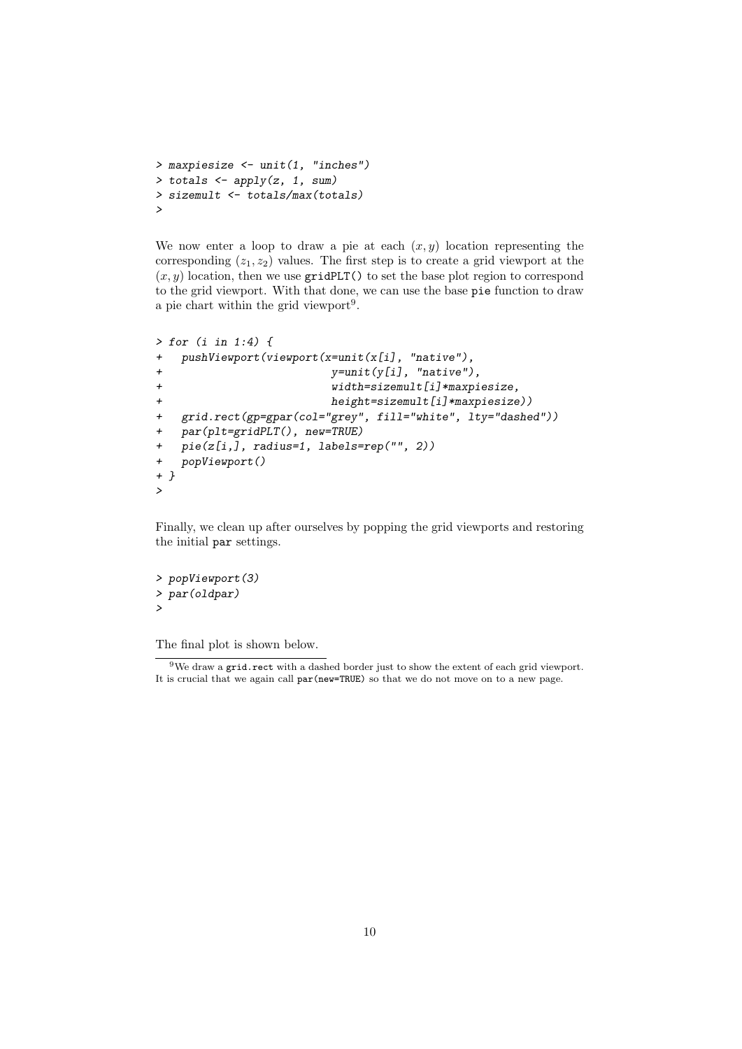```
> maxpiesize <- unit(1, "inches")
> totals <- apply(z, 1, sum)
> sizemult <- totals/max(totals)
>
```

We now enter a loop to draw a pie at each $(x, y)$ location representing the corresponding $(z_1, z_2)$ values. The first step is to create a grid viewport at the $(x, y)$ location, then we use `gridPLT()` to set the base plot region to correspond to the grid viewport. With that done, we can use the base `pie` function to draw a pie chart within the grid viewport[9].

```
> for (i in 1:4) {
+   pushViewport(viewport(x=unit(x[i], "native"),
+                         y=unit(y[i], "native"),
+                         width=sizemult[i]*maxpiesize,
+                         height=sizemult[i]*maxpiesize))
+   grid.rect(gp=gpar(col="grey", fill="white", lty="dashed"))
+   par(plt=gridPLT(), new=TRUE)
+   pie(z[i,], radius=1, labels=rep("", 2))
+   popViewport()
+ }
>
```

Finally, we clean up after ourselves by popping the grid viewports and restoring the initial `par` settings.

```
> popViewport(3)
> par(oldpar)
>
```

The final plot is shown below.

[9] We draw a `grid.rect` with a dashed border just to show the extent of each grid viewport. It is crucial that we again call `par(new=TRUE)` so that we do not move on to a new page.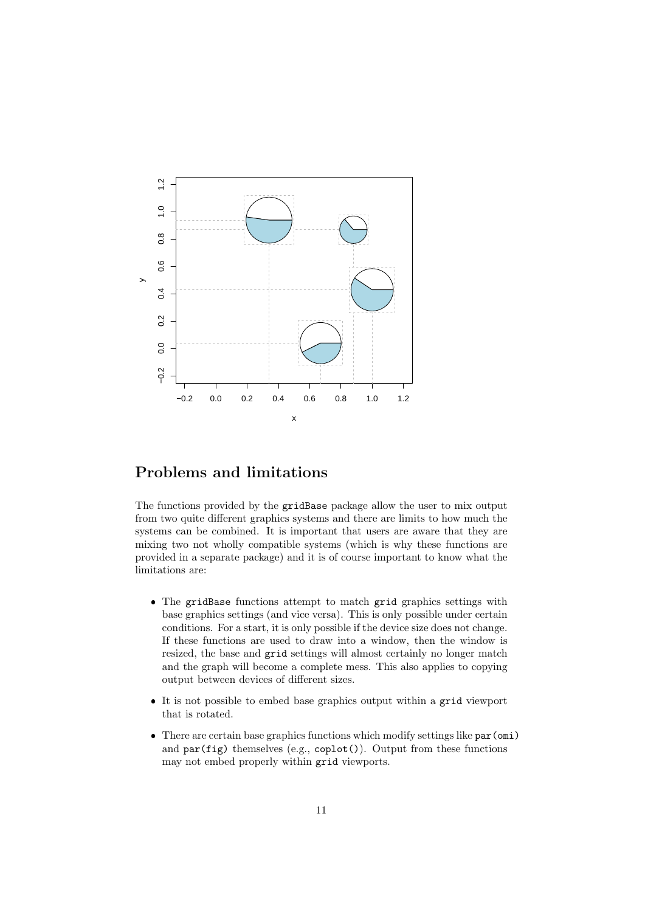## Problems and limitations

The functions provided by the gridBase package allow the user to mix output from two quite different graphics systems and there are limits to how much the systems can be combined. It is important that users are aware that they are mixing two not wholly compatible systems (which is why these functions are provided in a separate package) and it is of course important to know what the limitations are:

- The gridBase functions attempt to match grid graphics settings with base graphics settings (and vice versa). This is only possible under certain conditions. For a start, it is only possible if the device size does not change. If these functions are used to draw into a window, then the window is resized, the base and grid settings will almost certainly no longer match and the graph will become a complete mess. This also applies to copying output between devices of different sizes.
- It is not possible to embed base graphics output within a grid viewport that is rotated.
- There are certain base graphics functions which modify settings like par(omi) and par(fig) themselves (e.g., coplot()). Output from these functions may not embed properly within grid viewports.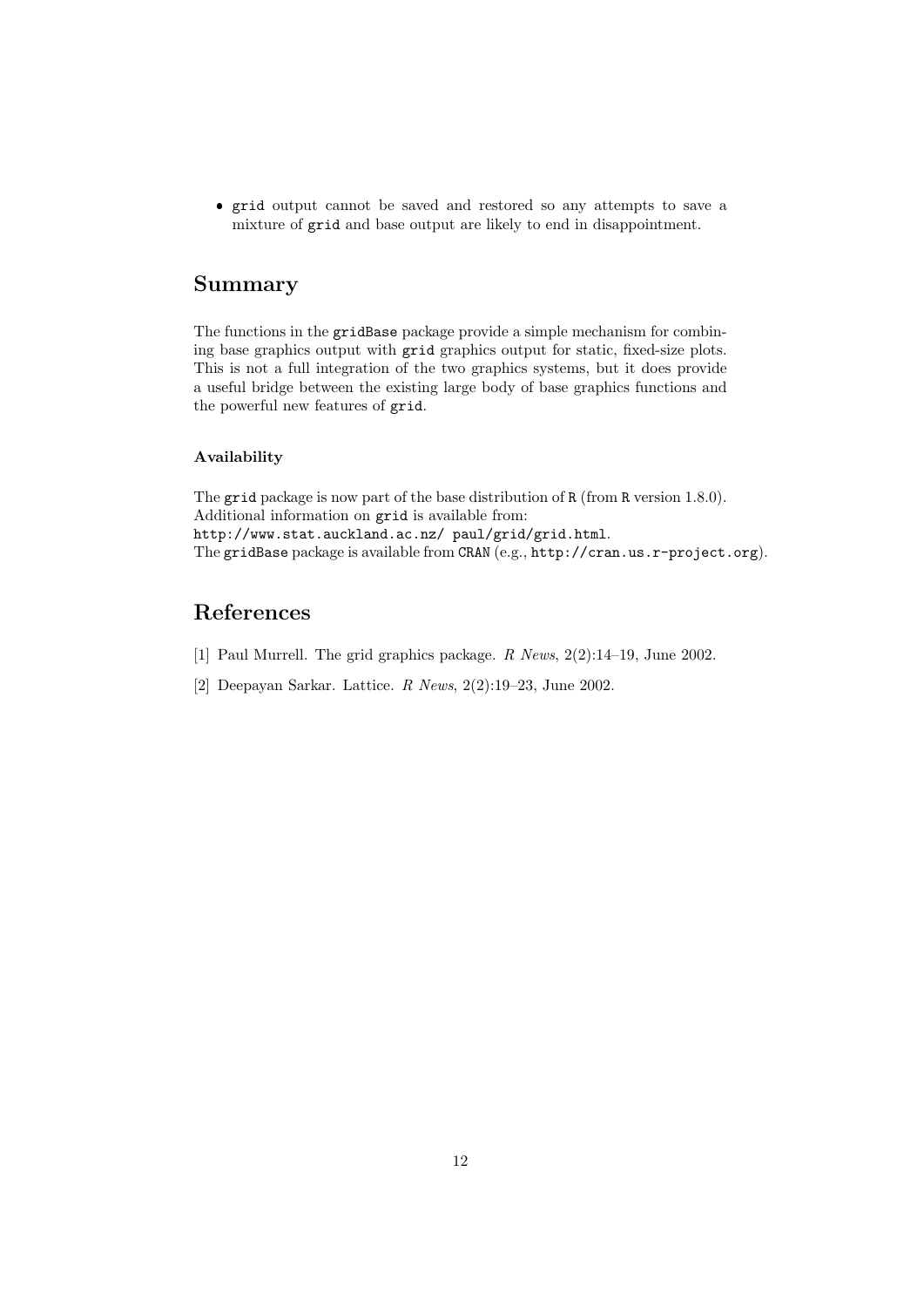- grid output cannot be saved and restored so any attempts to save a mixture of grid and base output are likely to end in disappointment.

## Summary

The functions in the gridBase package provide a simple mechanism for combining base graphics output with grid graphics output for static, fixed-size plots. This is not a full integration of the two graphics systems, but it does provide a useful bridge between the existing large body of base graphics functions and the powerful new features of grid.

### Availability

The grid package is now part of the base distribution of R (from R version 1.8.0). Additional information on grid is available from:
http://www.stat.auckland.ac.nz/ paul/grid/grid.html.
The gridBase package is available from CRAN (e.g., http://cran.us.r-project.org).

## References

[1] Paul Murrell. The grid graphics package. *R News*, 2(2):14–19, June 2002.

[2] Deepayan Sarkar. Lattice. *R News*, 2(2):19–23, June 2002.